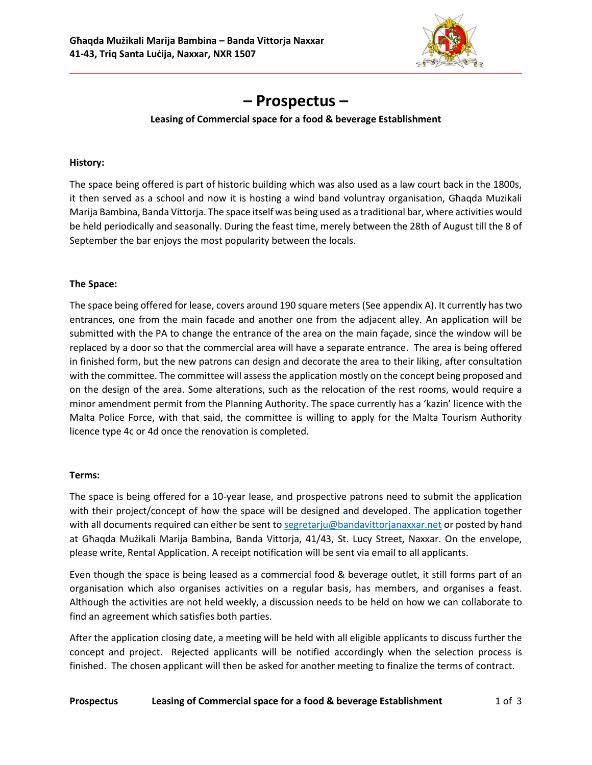**Għaqda Mużikali Marija Bambina – Banda Vittorja Naxxar**
**41-43, Triq Santa Luċija, Naxxar, NXR 1507**

# – Prospectus –

**Leasing of Commercial space for a food & beverage Establishment**

## History:

The space being offered is part of historic building which was also used as a law court back in the 1800s, it then served as a school and now it is hosting a wind band voluntray organisation, Għaqda Muzikali Marija Bambina, Banda Vittorja. The space itself was being used as a traditional bar, where activities would be held periodically and seasonally. During the feast time, merely between the 28th of August till the 8 of September the bar enjoys the most popularity between the locals.

## The Space:

The space being offered for lease, covers around 190 square meters (See appendix A). It currently has two entrances, one from the main facade and another one from the adjacent alley. An application will be submitted with the PA to change the entrance of the area on the main façade, since the window will be replaced by a door so that the commercial area will have a separate entrance. The area is being offered in finished form, but the new patrons can design and decorate the area to their liking, after consultation with the committee. The committee will assess the application mostly on the concept being proposed and on the design of the area. Some alterations, such as the relocation of the rest rooms, would require a minor amendment permit from the Planning Authority. The space currently has a 'kazin' licence with the Malta Police Force, with that said, the committee is willing to apply for the Malta Tourism Authority licence type 4c or 4d once the renovation is completed.

## Terms:

The space is being offered for a 10-year lease, and prospective patrons need to submit the application with their project/concept of how the space will be designed and developed. The application together with all documents required can either be sent to segretarju@bandavittorjanaxxar.net or posted by hand at Għaqda Mużikali Marija Bambina, Banda Vittorja, 41/43, St. Lucy Street, Naxxar. On the envelope, please write, Rental Application. A receipt notification will be sent via email to all applicants.

Even though the space is being leased as a commercial food & beverage outlet, it still forms part of an organisation which also organises activities on a regular basis, has members, and organises a feast. Although the activities are not held weekly, a discussion needs to be held on how we can collaborate to find an agreement which satisfies both parties.

After the application closing date, a meeting will be held with all eligible applicants to discuss further the concept and project. Rejected applicants will be notified accordingly when the selection process is finished. The chosen applicant will then be asked for another meeting to finalize the terms of contract.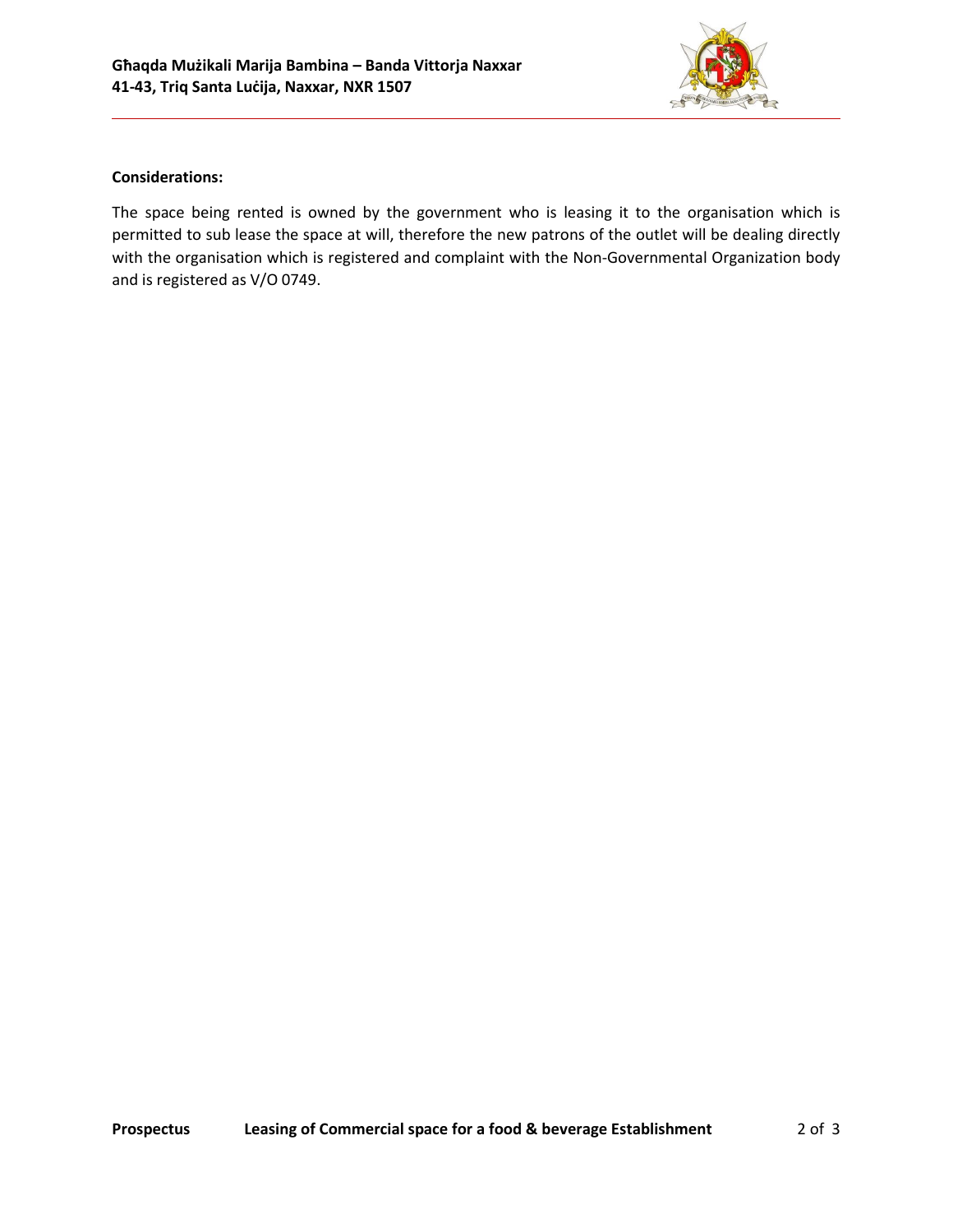**Considerations:**

The space being rented is owned by the government who is leasing it to the organisation which is permitted to sub lease the space at will, therefore the new patrons of the outlet will be dealing directly with the organisation which is registered and complaint with the Non-Governmental Organization body and is registered as V/O 0749.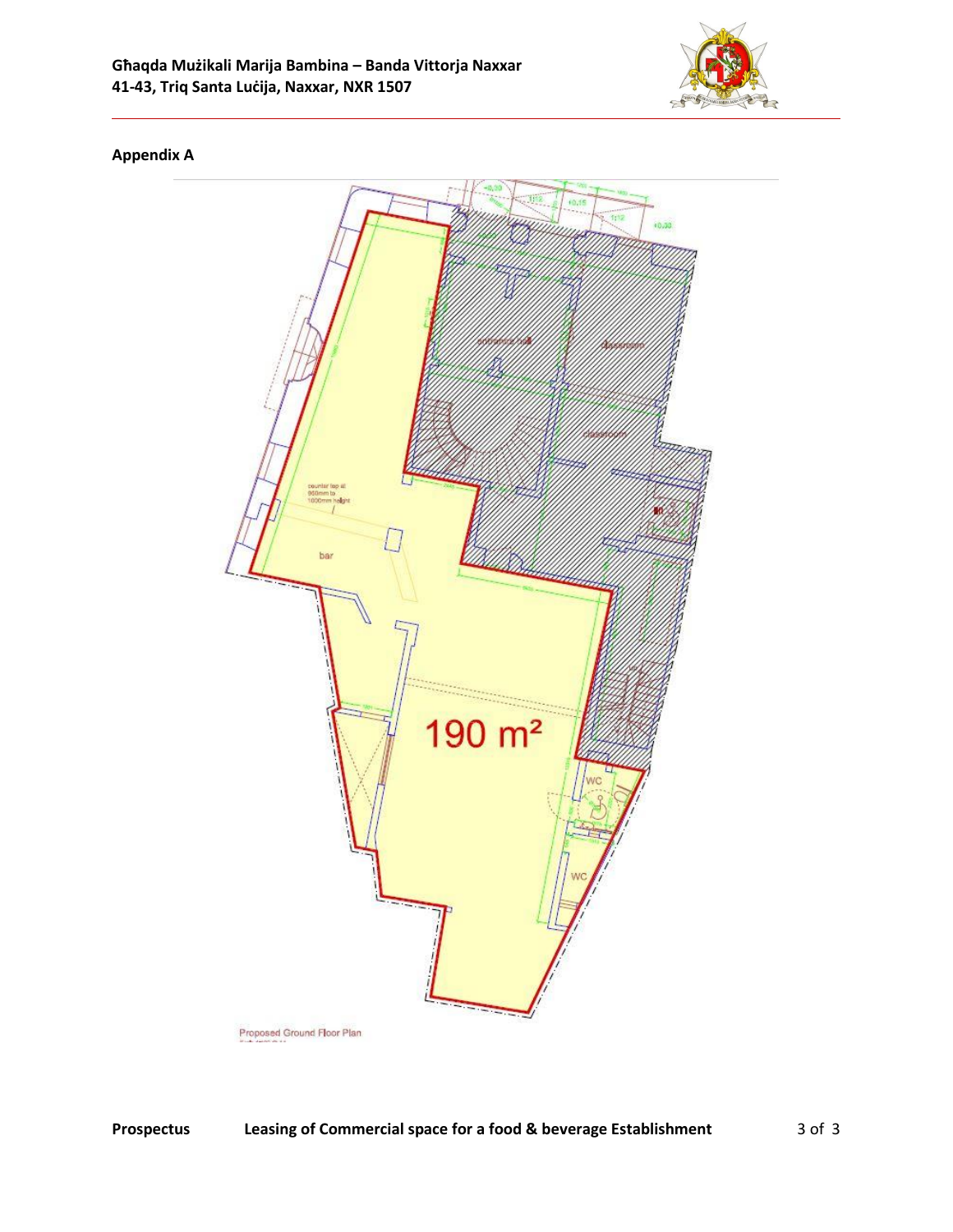## Appendix A

190 m²

counter top at 950mm to 1000mm height

bar

entrance hall

classroom

classroom

WC

WC

Proposed Ground Floor Plan